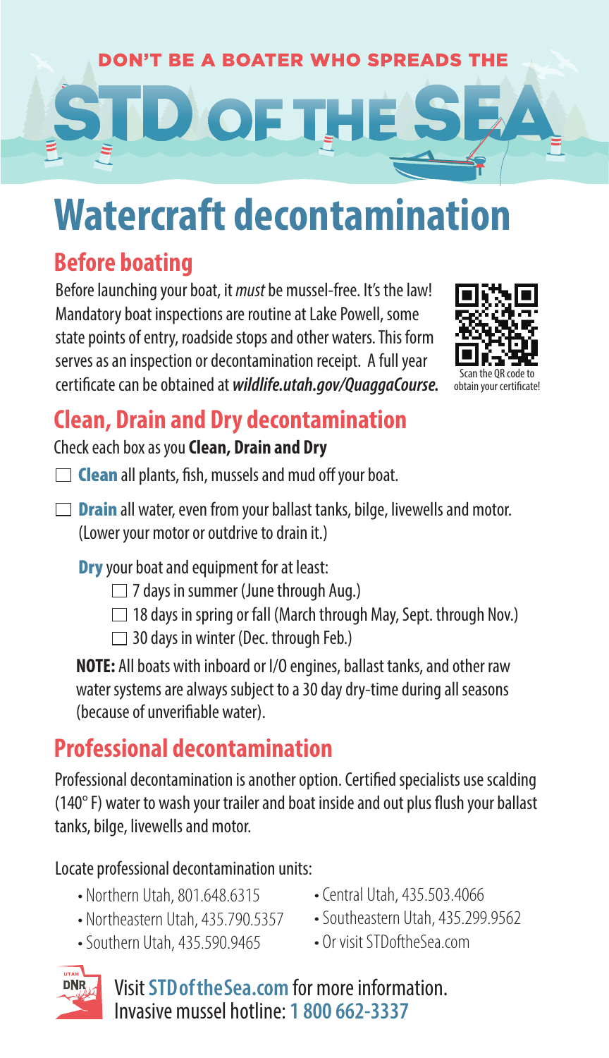DON'T BE A BOATER WHO SPREADS THE

# STD OF THE SEA

# Watercraft decontamination

## Before boating

Before launching your boat, it *must* be mussel-free. It's the law! Mandatory boat inspections are routine at Lake Powell, some state points of entry, roadside stops and other waters. This form serves as an inspection or decontamination receipt. A full year certificate can be obtained at ***wildlife.utah.gov/QuaggaCourse.***

Scan the QR code to obtain your certificate!

## Clean, Drain and Dry decontamination

Check each box as you **Clean, Drain and Dry**

- ☐ **Clean** all plants, fish, mussels and mud off your boat.
- ☐ **Drain** all water, even from your ballast tanks, bilge, livewells and motor. (Lower your motor or outdrive to drain it.)

**Dry** your boat and equipment for at least:

- ☐ 7 days in summer (June through Aug.)
- ☐ 18 days in spring or fall (March through May, Sept. through Nov.)
- ☐ 30 days in winter (Dec. through Feb.)

**NOTE:** All boats with inboard or I/O engines, ballast tanks, and other raw water systems are always subject to a 30 day dry-time during all seasons (because of unverifiable water).

## Professional decontamination

Professional decontamination is another option. Certified specialists use scalding (140° F) water to wash your trailer and boat inside and out plus flush your ballast tanks, bilge, livewells and motor.

Locate professional decontamination units:

- Northern Utah, 801.648.6315
- Northeastern Utah, 435.790.5357
- Southern Utah, 435.590.9465
- Central Utah, 435.503.4066
- Southeastern Utah, 435.299.9562
- Or visit STDoftheSea.com

UTAH DNR

Visit **STDoftheSea.com** for more information.
Invasive mussel hotline: **1 800 662-3337**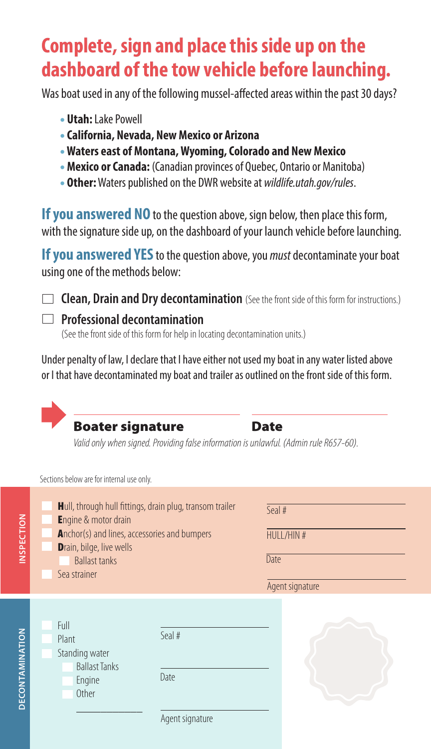# Complete, sign and place this side up on the dashboard of the tow vehicle before launching.

Was boat used in any of the following mussel-affected areas within the past 30 days?

- **Utah:** Lake Powell
- **California, Nevada, New Mexico or Arizona**
- **Waters east of Montana, Wyoming, Colorado and New Mexico**
- **Mexico or Canada:** (Canadian provinces of Quebec, Ontario or Manitoba)
- **Other:** Waters published on the DWR website at *wildlife.utah.gov/rules*.

**If you answered NO** to the question above, sign below, then place this form, with the signature side up, on the dashboard of your launch vehicle before launching.

**If you answered YES** to the question above, you *must* decontaminate your boat using one of the methods below:

- ☐ **Clean, Drain and Dry decontamination** (See the front side of this form for instructions.)
- ☐ **Professional decontamination** (See the front side of this form for help in locating decontamination units.)

Under penalty of law, I declare that I have either not used my boat in any water listed above or I that have decontaminated my boat and trailer as outlined on the front side of this form.

**Boater signature** \_\_\_\_\_\_\_\_\_\_\_\_\_\_\_\_\_\_\_\_ **Date** \_\_\_\_\_\_\_\_\_\_\_\_\_\_\_\_\_\_\_\_

*Valid only when signed. Providing false information is unlawful. (Admin rule R657-60).*

Sections below are for internal use only.

**INSPECTION**

- ☐ **H**ull, through hull fittings, drain plug, transom trailer
- ☐ **E**ngine & motor drain
- ☐ **A**nchor(s) and lines, accessories and bumpers
- ☐ **D**rain, bilge, live wells
  - ☐ Ballast tanks
- ☐ Sea strainer

Seal # \_\_\_\_\_\_\_\_\_\_\_\_\_\_\_\_\_\_\_\_

HULL/HIN # \_\_\_\_\_\_\_\_\_\_\_\_\_\_\_\_\_\_\_\_

Date \_\_\_\_\_\_\_\_\_\_\_\_\_\_\_\_\_\_\_\_

Agent signature \_\_\_\_\_\_\_\_\_\_\_\_\_\_\_\_\_\_\_\_

**DECONTAMINATION**

- ☐ Full
- ☐ Plant
- ☐ Standing water
  - ☐ Ballast Tanks
  - ☐ Engine
  - ☐ Other \_\_\_\_\_\_\_\_\_\_\_\_

Seal # \_\_\_\_\_\_\_\_\_\_\_\_\_\_\_\_\_\_\_\_

Date \_\_\_\_\_\_\_\_\_\_\_\_\_\_\_\_\_\_\_\_

Agent signature \_\_\_\_\_\_\_\_\_\_\_\_\_\_\_\_\_\_\_\_